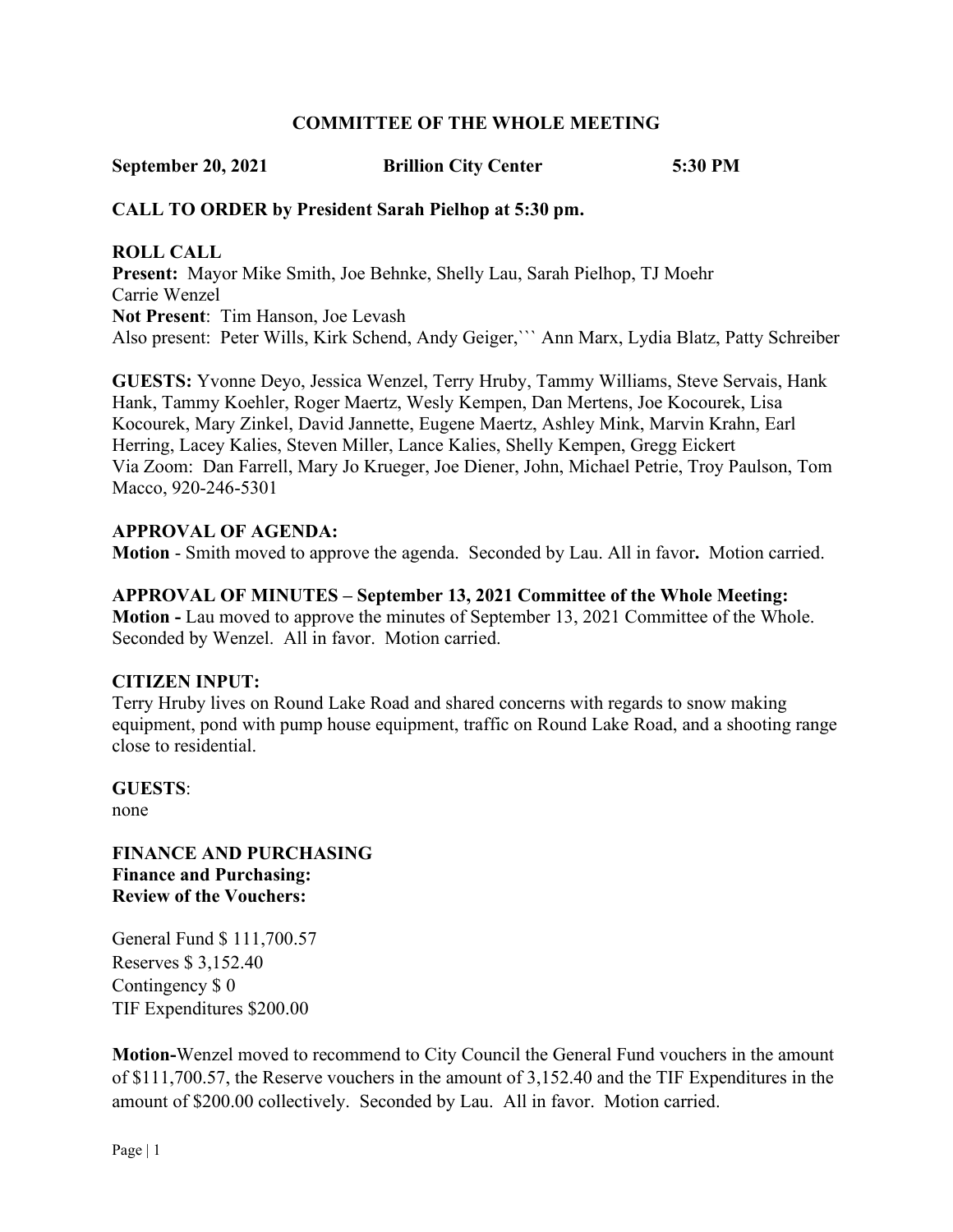## COMMITTEE OF THE WHOLE MEETING

**September 20, 2021 Brillion City Center 5:30 PM**

**CALL TO ORDER by President Sarah Pielhop at 5:30 pm.**

**ROLL CALL**
**Present:** Mayor Mike Smith, Joe Behnke, Shelly Lau, Sarah Pielhop, TJ Moehr Carrie Wenzel
**Not Present**: Tim Hanson, Joe Levash
Also present: Peter Wills, Kirk Schend, Andy Geiger,``` Ann Marx, Lydia Blatz, Patty Schreiber

**GUESTS:** Yvonne Deyo, Jessica Wenzel, Terry Hruby, Tammy Williams, Steve Servais, Hank Hank, Tammy Koehler, Roger Maertz, Wesly Kempen, Dan Mertens, Joe Kocourek, Lisa Kocourek, Mary Zinkel, David Jannette, Eugene Maertz, Ashley Mink, Marvin Krahn, Earl Herring, Lacey Kalies, Steven Miller, Lance Kalies, Shelly Kempen, Gregg Eickert
Via Zoom: Dan Farrell, Mary Jo Krueger, Joe Diener, John, Michael Petrie, Troy Paulson, Tom Macco, 920-246-5301

**APPROVAL OF AGENDA:**
**Motion** - Smith moved to approve the agenda. Seconded by Lau. All in favor**.** Motion carried.

**APPROVAL OF MINUTES – September 13, 2021 Committee of the Whole Meeting:**
**Motion -** Lau moved to approve the minutes of September 13, 2021 Committee of the Whole. Seconded by Wenzel. All in favor. Motion carried.

**CITIZEN INPUT:**
Terry Hruby lives on Round Lake Road and shared concerns with regards to snow making equipment, pond with pump house equipment, traffic on Round Lake Road, and a shooting range close to residential.

**GUESTS**:
none

**FINANCE AND PURCHASING**
**Finance and Purchasing:**
**Review of the Vouchers:**

General Fund $ 111,700.57
Reserves $ 3,152.40
Contingency $ 0
TIF Expenditures $200.00

**Motion-**Wenzel moved to recommend to City Council the General Fund vouchers in the amount of $111,700.57, the Reserve vouchers in the amount of 3,152.40 and the TIF Expenditures in the amount of $200.00 collectively. Seconded by Lau. All in favor. Motion carried.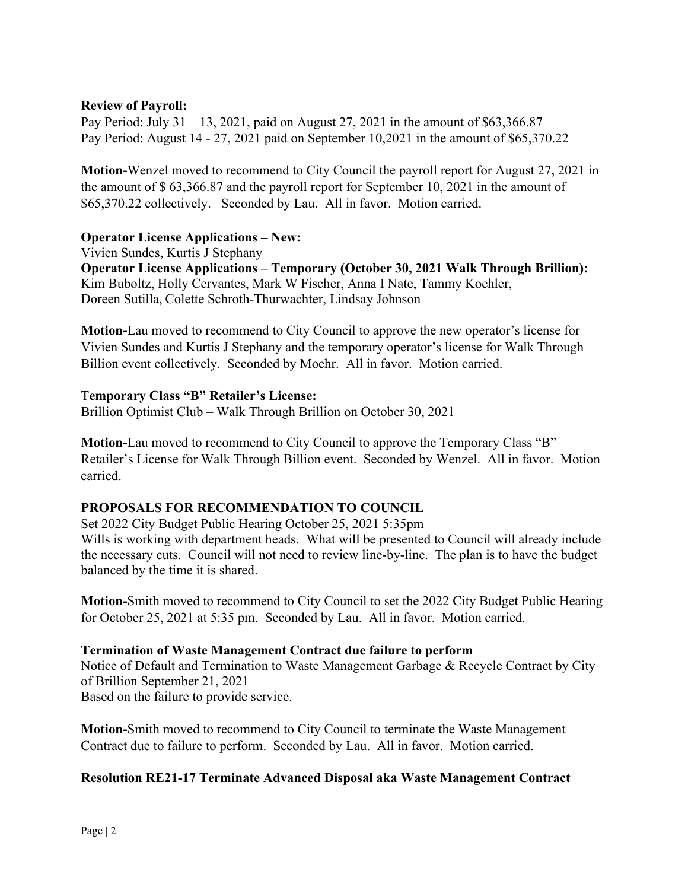**Review of Payroll:**

Pay Period: July 31 – 13, 2021, paid on August 27, 2021 in the amount of $63,366.87
Pay Period: August 14 - 27, 2021 paid on September 10,2021 in the amount of $65,370.22

**Motion-**Wenzel moved to recommend to City Council the payroll report for August 27, 2021 in the amount of $ 63,366.87 and the payroll report for September 10, 2021 in the amount of $65,370.22 collectively. Seconded by Lau. All in favor. Motion carried.

**Operator License Applications – New:**

Vivien Sundes, Kurtis J Stephany

**Operator License Applications – Temporary (October 30, 2021 Walk Through Brillion):**

Kim Buboltz, Holly Cervantes, Mark W Fischer, Anna I Nate, Tammy Koehler, Doreen Sutilla, Colette Schroth-Thurwachter, Lindsay Johnson

**Motion-**Lau moved to recommend to City Council to approve the new operator's license for Vivien Sundes and Kurtis J Stephany and the temporary operator's license for Walk Through Billion event collectively. Seconded by Moehr. All in favor. Motion carried.

T**emporary Class "B" Retailer's License:**

Brillion Optimist Club – Walk Through Brillion on October 30, 2021

**Motion-**Lau moved to recommend to City Council to approve the Temporary Class "B" Retailer's License for Walk Through Billion event. Seconded by Wenzel. All in favor. Motion carried.

**PROPOSALS FOR RECOMMENDATION TO COUNCIL**

Set 2022 City Budget Public Hearing October 25, 2021 5:35pm
Wills is working with department heads. What will be presented to Council will already include the necessary cuts. Council will not need to review line-by-line. The plan is to have the budget balanced by the time it is shared.

**Motion-**Smith moved to recommend to City Council to set the 2022 City Budget Public Hearing for October 25, 2021 at 5:35 pm. Seconded by Lau. All in favor. Motion carried.

**Termination of Waste Management Contract due failure to perform**

Notice of Default and Termination to Waste Management Garbage & Recycle Contract by City of Brillion September 21, 2021
Based on the failure to provide service.

**Motion-**Smith moved to recommend to City Council to terminate the Waste Management Contract due to failure to perform. Seconded by Lau. All in favor. Motion carried.

**Resolution RE21-17 Terminate Advanced Disposal aka Waste Management Contract**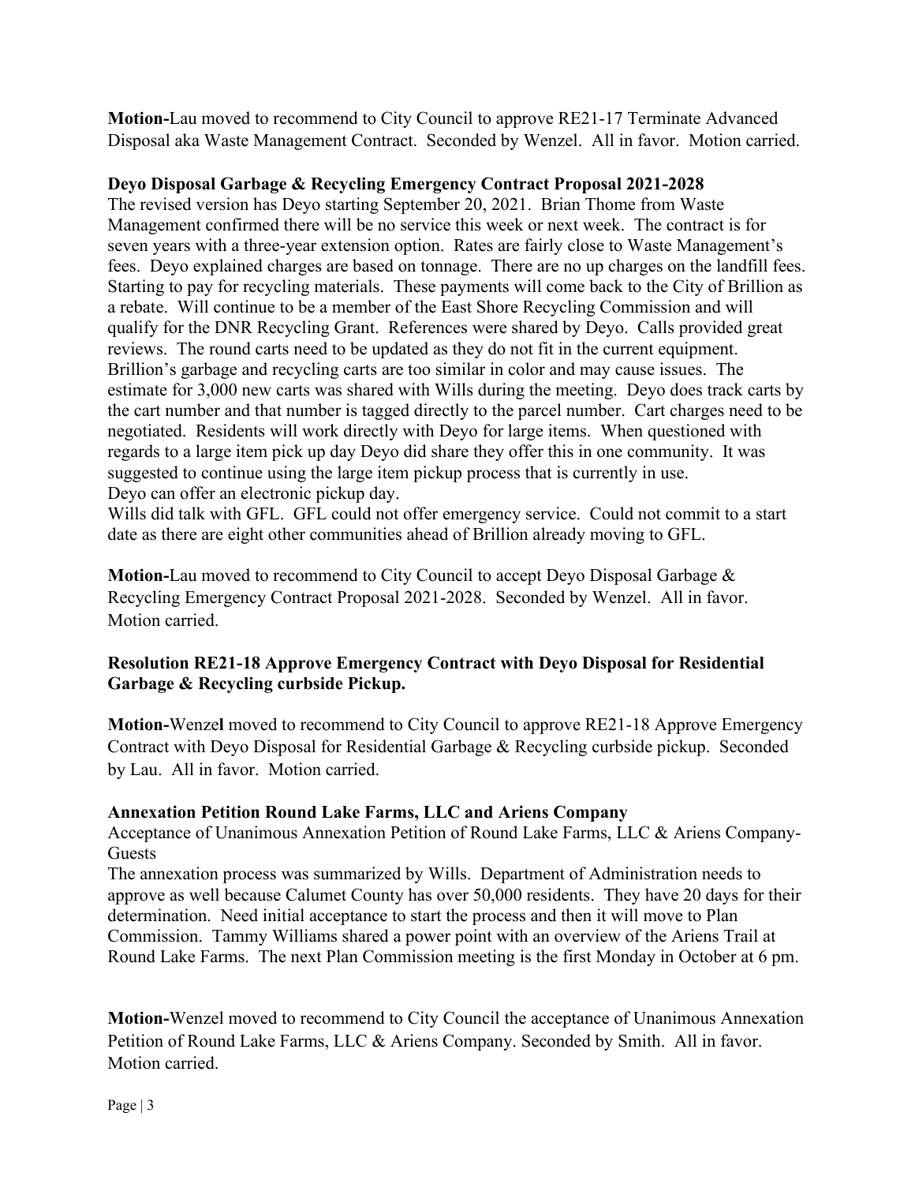**Motion-**Lau moved to recommend to City Council to approve RE21-17 Terminate Advanced Disposal aka Waste Management Contract. Seconded by Wenzel. All in favor. Motion carried.

**Deyo Disposal Garbage & Recycling Emergency Contract Proposal 2021-2028**

The revised version has Deyo starting September 20, 2021. Brian Thome from Waste Management confirmed there will be no service this week or next week. The contract is for seven years with a three-year extension option. Rates are fairly close to Waste Management's fees. Deyo explained charges are based on tonnage. There are no up charges on the landfill fees. Starting to pay for recycling materials. These payments will come back to the City of Brillion as a rebate. Will continue to be a member of the East Shore Recycling Commission and will qualify for the DNR Recycling Grant. References were shared by Deyo. Calls provided great reviews. The round carts need to be updated as they do not fit in the current equipment. Brillion's garbage and recycling carts are too similar in color and may cause issues. The estimate for 3,000 new carts was shared with Wills during the meeting. Deyo does track carts by the cart number and that number is tagged directly to the parcel number. Cart charges need to be negotiated. Residents will work directly with Deyo for large items. When questioned with regards to a large item pick up day Deyo did share they offer this in one community. It was suggested to continue using the large item pickup process that is currently in use.
Deyo can offer an electronic pickup day.
Wills did talk with GFL. GFL could not offer emergency service. Could not commit to a start date as there are eight other communities ahead of Brillion already moving to GFL.

**Motion-**Lau moved to recommend to City Council to accept Deyo Disposal Garbage & Recycling Emergency Contract Proposal 2021-2028. Seconded by Wenzel. All in favor. Motion carried.

**Resolution RE21-18 Approve Emergency Contract with Deyo Disposal for Residential Garbage & Recycling curbside Pickup.**

**Motion-**Wenzel moved to recommend to City Council to approve RE21-18 Approve Emergency Contract with Deyo Disposal for Residential Garbage & Recycling curbside pickup. Seconded by Lau. All in favor. Motion carried.

**Annexation Petition Round Lake Farms, LLC and Ariens Company**

Acceptance of Unanimous Annexation Petition of Round Lake Farms, LLC & Ariens Company-Guests

The annexation process was summarized by Wills. Department of Administration needs to approve as well because Calumet County has over 50,000 residents. They have 20 days for their determination. Need initial acceptance to start the process and then it will move to Plan Commission. Tammy Williams shared a power point with an overview of the Ariens Trail at Round Lake Farms. The next Plan Commission meeting is the first Monday in October at 6 pm.

**Motion-**Wenzel moved to recommend to City Council the acceptance of Unanimous Annexation Petition of Round Lake Farms, LLC & Ariens Company. Seconded by Smith. All in favor. Motion carried.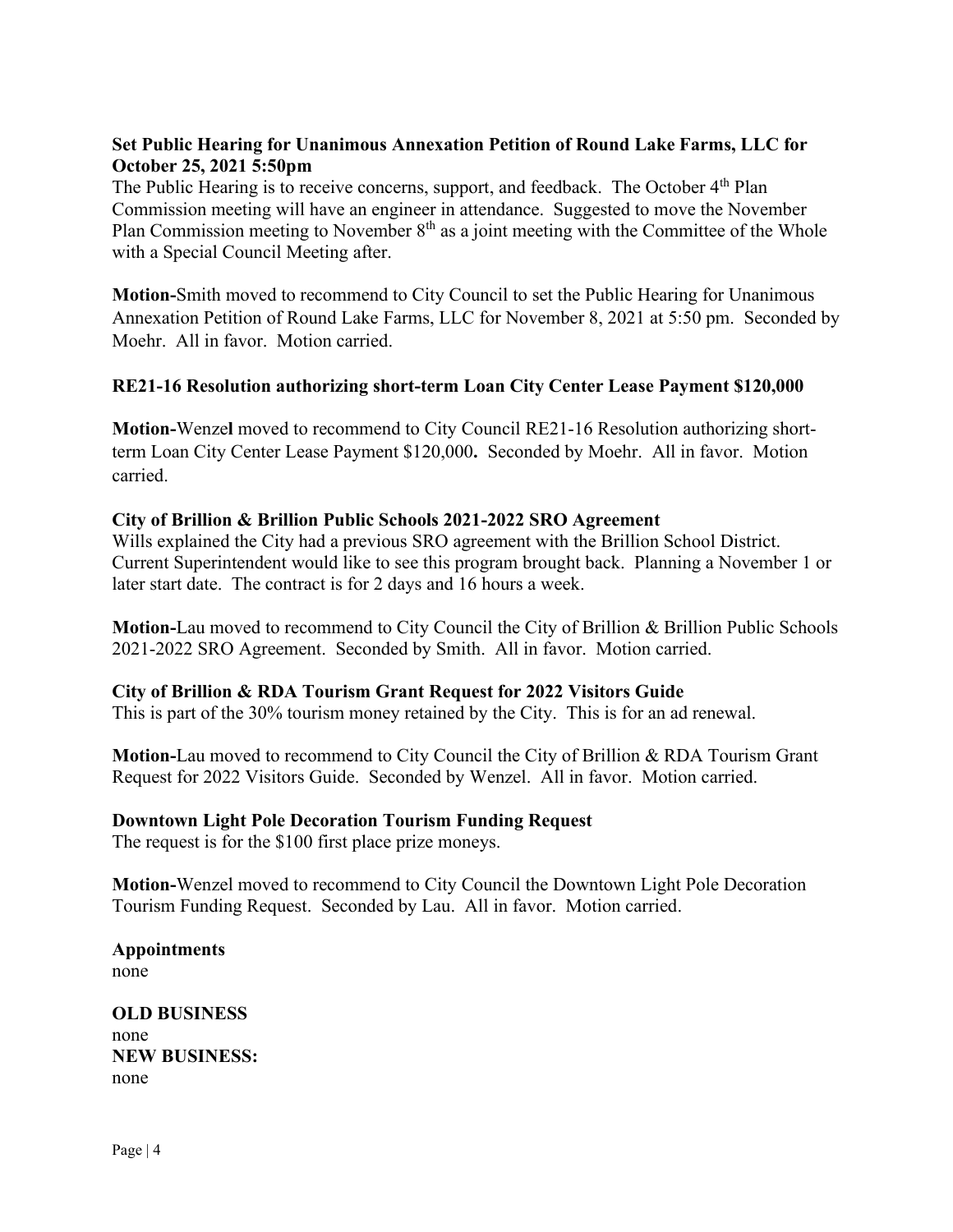**Set Public Hearing for Unanimous Annexation Petition of Round Lake Farms, LLC for October 25, 2021 5:50pm**

The Public Hearing is to receive concerns, support, and feedback. The October 4th Plan Commission meeting will have an engineer in attendance. Suggested to move the November Plan Commission meeting to November 8th as a joint meeting with the Committee of the Whole with a Special Council Meeting after.

**Motion-**Smith moved to recommend to City Council to set the Public Hearing for Unanimous Annexation Petition of Round Lake Farms, LLC for November 8, 2021 at 5:50 pm. Seconded by Moehr. All in favor. Motion carried.

**RE21-16 Resolution authorizing short-term Loan City Center Lease Payment $120,000**

**Motion-**Wenzel moved to recommend to City Council RE21-16 Resolution authorizing short-term Loan City Center Lease Payment $120,000**.** Seconded by Moehr. All in favor. Motion carried.

**City of Brillion & Brillion Public Schools 2021-2022 SRO Agreement**

Wills explained the City had a previous SRO agreement with the Brillion School District. Current Superintendent would like to see this program brought back. Planning a November 1 or later start date. The contract is for 2 days and 16 hours a week.

**Motion-**Lau moved to recommend to City Council the City of Brillion & Brillion Public Schools 2021-2022 SRO Agreement. Seconded by Smith. All in favor. Motion carried.

**City of Brillion & RDA Tourism Grant Request for 2022 Visitors Guide**

This is part of the 30% tourism money retained by the City. This is for an ad renewal.

**Motion-**Lau moved to recommend to City Council the City of Brillion & RDA Tourism Grant Request for 2022 Visitors Guide. Seconded by Wenzel. All in favor. Motion carried.

**Downtown Light Pole Decoration Tourism Funding Request**

The request is for the $100 first place prize moneys.

**Motion-**Wenzel moved to recommend to City Council the Downtown Light Pole Decoration Tourism Funding Request. Seconded by Lau. All in favor. Motion carried.

**Appointments**

none

**OLD BUSINESS**

none

**NEW BUSINESS:**

none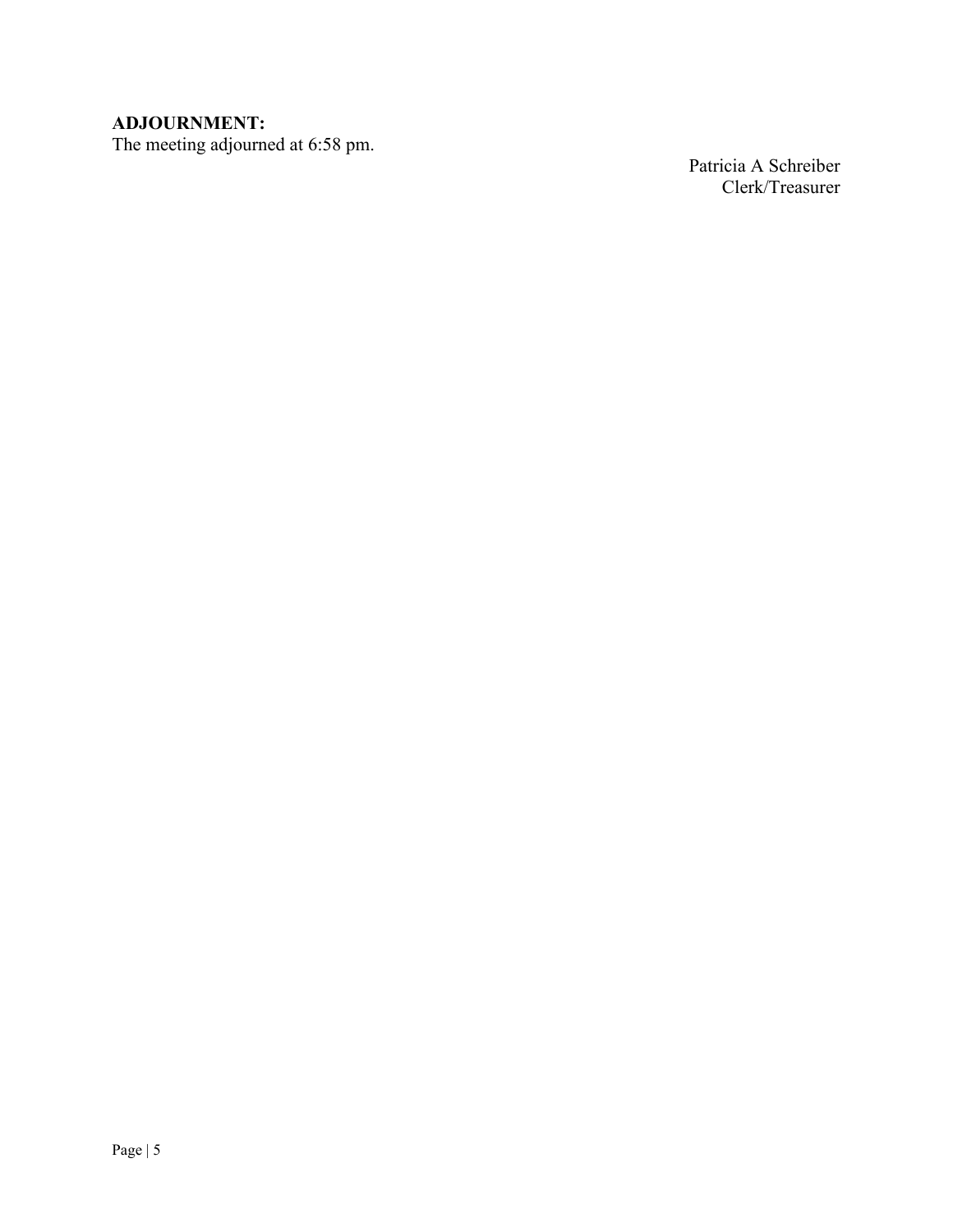**ADJOURNMENT:**
The meeting adjourned at 6:58 pm.

Patricia A Schreiber
Clerk/Treasurer